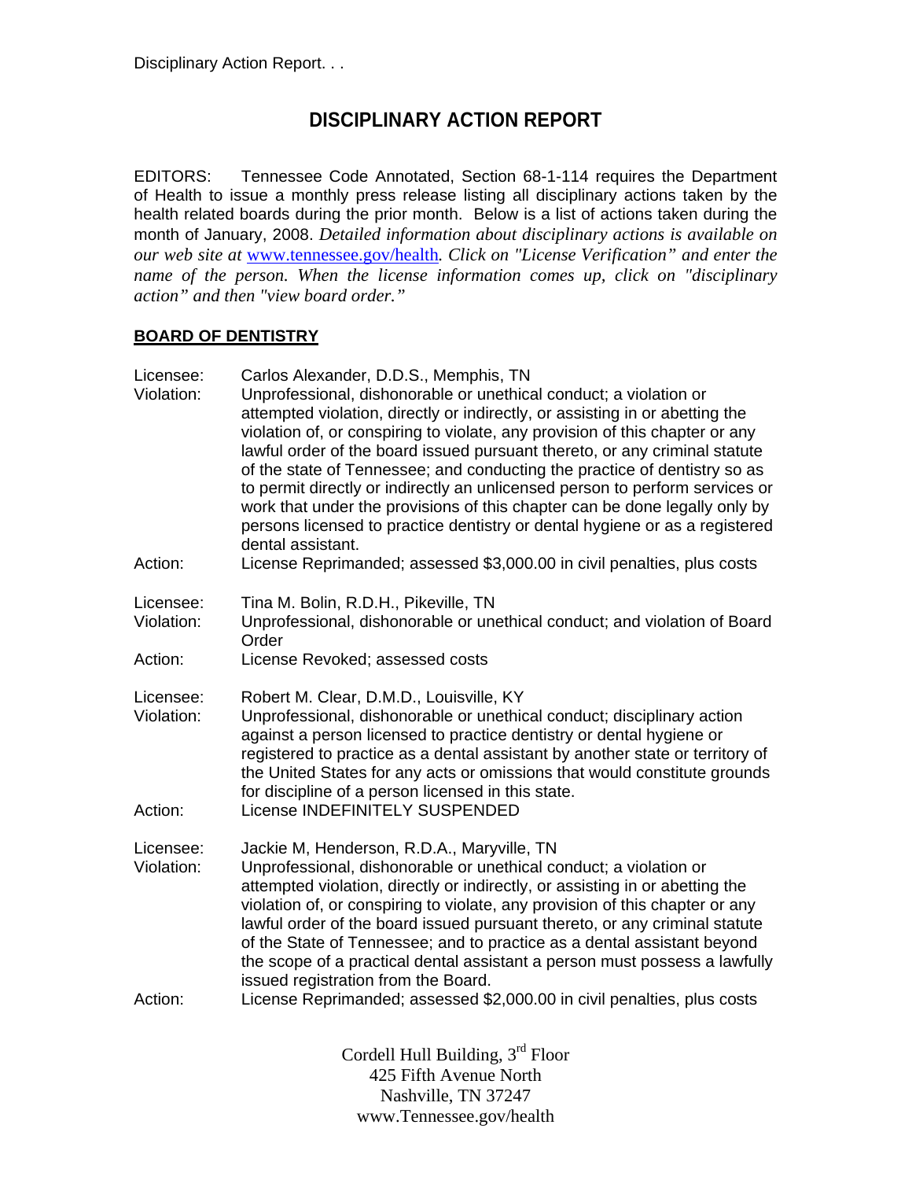# DISCIPLINARY ACTION REPORT

EDITORS: Tennessee Code Annotated, Section 68-1-114 requires the Department of Health to issue a monthly press release listing all disciplinary actions taken by the health related boards during the prior month. Below is a list of actions taken during the month of January, 2008. *Detailed information about disciplinary actions is available on our web site at* www.tennessee.gov/health*. Click on "License Verification" and enter the name of the person. When the license information comes up, click on "disciplinary action" and then "view board order."*

## BOARD OF DENTISTRY

Licensee: Carlos Alexander, D.D.S., Memphis, TN
Violation: Unprofessional, dishonorable or unethical conduct; a violation or attempted violation, directly or indirectly, or assisting in or abetting the violation of, or conspiring to violate, any provision of this chapter or any lawful order of the board issued pursuant thereto, or any criminal statute of the state of Tennessee; and conducting the practice of dentistry so as to permit directly or indirectly an unlicensed person to perform services or work that under the provisions of this chapter can be done legally only by persons licensed to practice dentistry or dental hygiene or as a registered dental assistant.
Action: License Reprimanded; assessed $3,000.00 in civil penalties, plus costs

Licensee: Tina M. Bolin, R.D.H., Pikeville, TN
Violation: Unprofessional, dishonorable or unethical conduct; and violation of Board Order
Action: License Revoked; assessed costs

Licensee: Robert M. Clear, D.M.D., Louisville, KY
Violation: Unprofessional, dishonorable or unethical conduct; disciplinary action against a person licensed to practice dentistry or dental hygiene or registered to practice as a dental assistant by another state or territory of the United States for any acts or omissions that would constitute grounds for discipline of a person licensed in this state.
Action: License INDEFINITELY SUSPENDED

Licensee: Jackie M, Henderson, R.D.A., Maryville, TN
Violation: Unprofessional, dishonorable or unethical conduct; a violation or attempted violation, directly or indirectly, or assisting in or abetting the violation of, or conspiring to violate, any provision of this chapter or any lawful order of the board issued pursuant thereto, or any criminal statute of the State of Tennessee; and to practice as a dental assistant beyond the scope of a practical dental assistant a person must possess a lawfully issued registration from the Board.
Action: License Reprimanded; assessed $2,000.00 in civil penalties, plus costs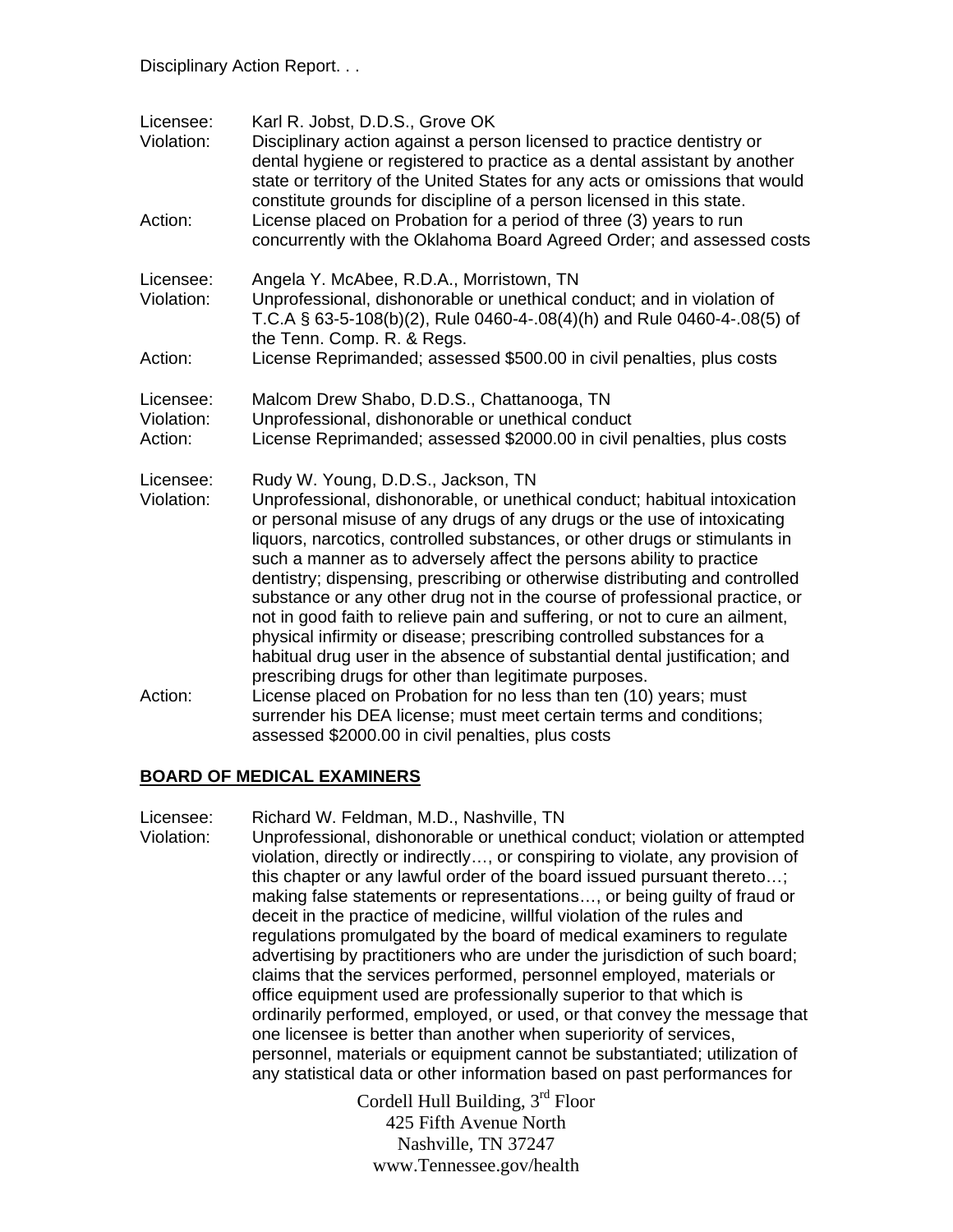Licensee: Karl R. Jobst, D.D.S., Grove OK
Violation: Disciplinary action against a person licensed to practice dentistry or dental hygiene or registered to practice as a dental assistant by another state or territory of the United States for any acts or omissions that would constitute grounds for discipline of a person licensed in this state.
Action: License placed on Probation for a period of three (3) years to run concurrently with the Oklahoma Board Agreed Order; and assessed costs

Licensee: Angela Y. McAbee, R.D.A., Morristown, TN
Violation: Unprofessional, dishonorable or unethical conduct; and in violation of T.C.A § 63-5-108(b)(2), Rule 0460-4-.08(4)(h) and Rule 0460-4-.08(5) of the Tenn. Comp. R. & Regs.
Action: License Reprimanded; assessed $500.00 in civil penalties, plus costs

Licensee: Malcom Drew Shabo, D.D.S., Chattanooga, TN
Violation: Unprofessional, dishonorable or unethical conduct
Action: License Reprimanded; assessed $2000.00 in civil penalties, plus costs

Licensee: Rudy W. Young, D.D.S., Jackson, TN
Violation: Unprofessional, dishonorable, or unethical conduct; habitual intoxication or personal misuse of any drugs of any drugs or the use of intoxicating liquors, narcotics, controlled substances, or other drugs or stimulants in such a manner as to adversely affect the persons ability to practice dentistry; dispensing, prescribing or otherwise distributing and controlled substance or any other drug not in the course of professional practice, or not in good faith to relieve pain and suffering, or not to cure an ailment, physical infirmity or disease; prescribing controlled substances for a habitual drug user in the absence of substantial dental justification; and prescribing drugs for other than legitimate purposes.
Action: License placed on Probation for no less than ten (10) years; must surrender his DEA license; must meet certain terms and conditions; assessed $2000.00 in civil penalties, plus costs

## BOARD OF MEDICAL EXAMINERS

Licensee: Richard W. Feldman, M.D., Nashville, TN
Violation: Unprofessional, dishonorable or unethical conduct; violation or attempted violation, directly or indirectly…, or conspiring to violate, any provision of this chapter or any lawful order of the board issued pursuant thereto…; making false statements or representations…, or being guilty of fraud or deceit in the practice of medicine, willful violation of the rules and regulations promulgated by the board of medical examiners to regulate advertising by practitioners who are under the jurisdiction of such board; claims that the services performed, personnel employed, materials or office equipment used are professionally superior to that which is ordinarily performed, employed, or used, or that convey the message that one licensee is better than another when superiority of services, personnel, materials or equipment cannot be substantiated; utilization of any statistical data or other information based on past performances for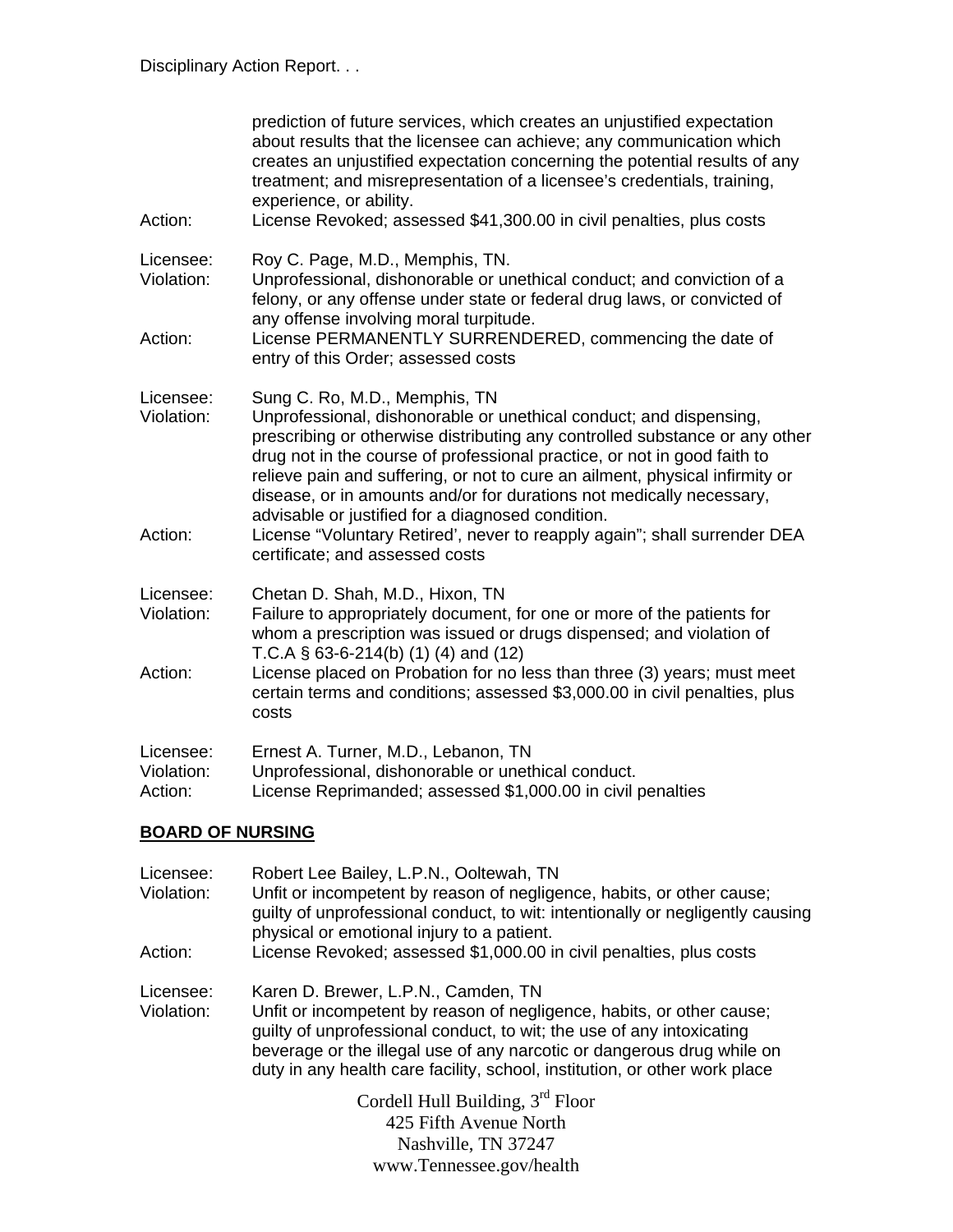prediction of future services, which creates an unjustified expectation about results that the licensee can achieve; any communication which creates an unjustified expectation concerning the potential results of any treatment; and misrepresentation of a licensee's credentials, training, experience, or ability.

Action: License Revoked; assessed $41,300.00 in civil penalties, plus costs

Licensee: Roy C. Page, M.D., Memphis, TN.
Violation: Unprofessional, dishonorable or unethical conduct; and conviction of a felony, or any offense under state or federal drug laws, or convicted of any offense involving moral turpitude.
Action: License PERMANENTLY SURRENDERED, commencing the date of entry of this Order; assessed costs

Licensee: Sung C. Ro, M.D., Memphis, TN
Violation: Unprofessional, dishonorable or unethical conduct; and dispensing, prescribing or otherwise distributing any controlled substance or any other drug not in the course of professional practice, or not in good faith to relieve pain and suffering, or not to cure an ailment, physical infirmity or disease, or in amounts and/or for durations not medically necessary, advisable or justified for a diagnosed condition.
Action: License "Voluntary Retired', never to reapply again"; shall surrender DEA certificate; and assessed costs

Licensee: Chetan D. Shah, M.D., Hixon, TN
Violation: Failure to appropriately document, for one or more of the patients for whom a prescription was issued or drugs dispensed; and violation of T.C.A § 63-6-214(b) (1) (4) and (12)
Action: License placed on Probation for no less than three (3) years; must meet certain terms and conditions; assessed $3,000.00 in civil penalties, plus costs

Licensee: Ernest A. Turner, M.D., Lebanon, TN
Violation: Unprofessional, dishonorable or unethical conduct.
Action: License Reprimanded; assessed $1,000.00 in civil penalties

## BOARD OF NURSING

Licensee: Robert Lee Bailey, L.P.N., Ooltewah, TN
Violation: Unfit or incompetent by reason of negligence, habits, or other cause; guilty of unprofessional conduct, to wit: intentionally or negligently causing physical or emotional injury to a patient.
Action: License Revoked; assessed $1,000.00 in civil penalties, plus costs

Licensee: Karen D. Brewer, L.P.N., Camden, TN
Violation: Unfit or incompetent by reason of negligence, habits, or other cause; guilty of unprofessional conduct, to wit; the use of any intoxicating beverage or the illegal use of any narcotic or dangerous drug while on duty in any health care facility, school, institution, or other work place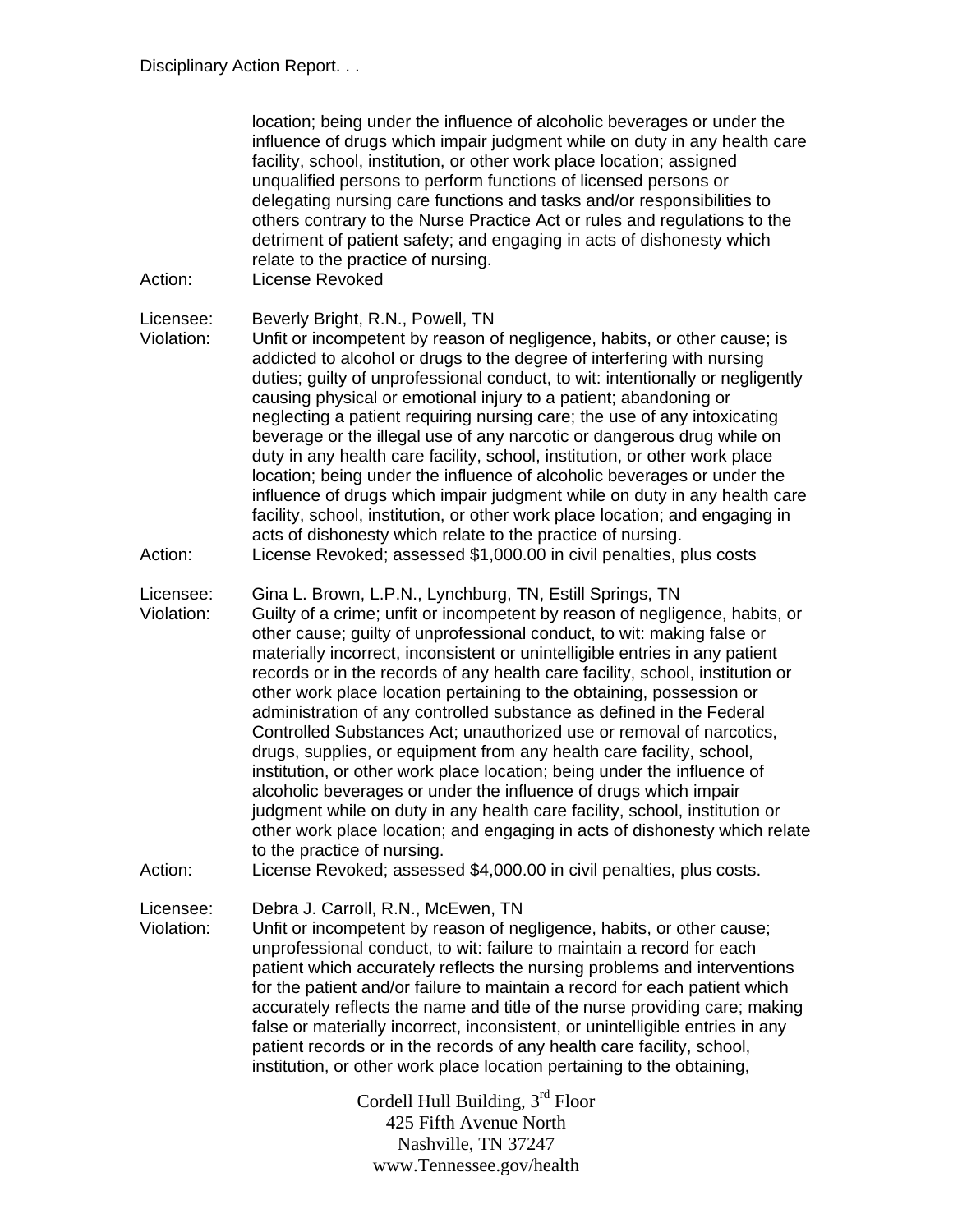location; being under the influence of alcoholic beverages or under the influence of drugs which impair judgment while on duty in any health care facility, school, institution, or other work place location; assigned unqualified persons to perform functions of licensed persons or delegating nursing care functions and tasks and/or responsibilities to others contrary to the Nurse Practice Act or rules and regulations to the detriment of patient safety; and engaging in acts of dishonesty which relate to the practice of nursing.

Action: License Revoked

Licensee: Beverly Bright, R.N., Powell, TN

Violation: Unfit or incompetent by reason of negligence, habits, or other cause; is addicted to alcohol or drugs to the degree of interfering with nursing duties; guilty of unprofessional conduct, to wit: intentionally or negligently causing physical or emotional injury to a patient; abandoning or neglecting a patient requiring nursing care; the use of any intoxicating beverage or the illegal use of any narcotic or dangerous drug while on duty in any health care facility, school, institution, or other work place location; being under the influence of alcoholic beverages or under the influence of drugs which impair judgment while on duty in any health care facility, school, institution, or other work place location; and engaging in acts of dishonesty which relate to the practice of nursing.

Action: License Revoked; assessed $1,000.00 in civil penalties, plus costs

Licensee: Gina L. Brown, L.P.N., Lynchburg, TN, Estill Springs, TN

Violation: Guilty of a crime; unfit or incompetent by reason of negligence, habits, or other cause; guilty of unprofessional conduct, to wit: making false or materially incorrect, inconsistent or unintelligible entries in any patient records or in the records of any health care facility, school, institution or other work place location pertaining to the obtaining, possession or administration of any controlled substance as defined in the Federal Controlled Substances Act; unauthorized use or removal of narcotics, drugs, supplies, or equipment from any health care facility, school, institution, or other work place location; being under the influence of alcoholic beverages or under the influence of drugs which impair judgment while on duty in any health care facility, school, institution or other work place location; and engaging in acts of dishonesty which relate to the practice of nursing.

Action: License Revoked; assessed $4,000.00 in civil penalties, plus costs.

Licensee: Debra J. Carroll, R.N., McEwen, TN

Violation: Unfit or incompetent by reason of negligence, habits, or other cause; unprofessional conduct, to wit: failure to maintain a record for each patient which accurately reflects the nursing problems and interventions for the patient and/or failure to maintain a record for each patient which accurately reflects the name and title of the nurse providing care; making false or materially incorrect, inconsistent, or unintelligible entries in any patient records or in the records of any health care facility, school, institution, or other work place location pertaining to the obtaining,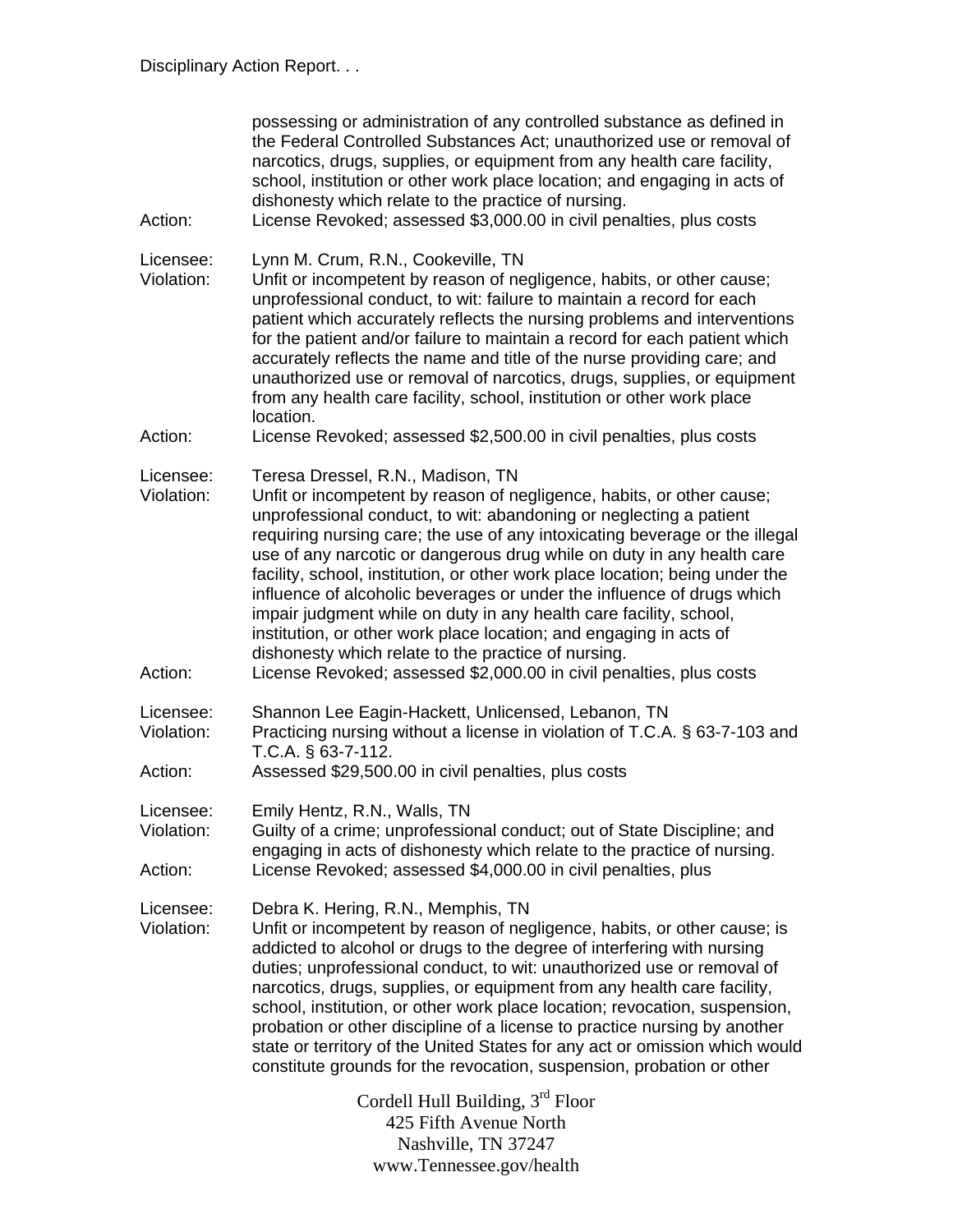possessing or administration of any controlled substance as defined in the Federal Controlled Substances Act; unauthorized use or removal of narcotics, drugs, supplies, or equipment from any health care facility, school, institution or other work place location; and engaging in acts of dishonesty which relate to the practice of nursing.

Action: License Revoked; assessed $3,000.00 in civil penalties, plus costs

Licensee: Lynn M. Crum, R.N., Cookeville, TN

Violation: Unfit or incompetent by reason of negligence, habits, or other cause; unprofessional conduct, to wit: failure to maintain a record for each patient which accurately reflects the nursing problems and interventions for the patient and/or failure to maintain a record for each patient which accurately reflects the name and title of the nurse providing care; and unauthorized use or removal of narcotics, drugs, supplies, or equipment from any health care facility, school, institution or other work place location.

Action: License Revoked; assessed $2,500.00 in civil penalties, plus costs

Licensee: Teresa Dressel, R.N., Madison, TN

Violation: Unfit or incompetent by reason of negligence, habits, or other cause; unprofessional conduct, to wit: abandoning or neglecting a patient requiring nursing care; the use of any intoxicating beverage or the illegal use of any narcotic or dangerous drug while on duty in any health care facility, school, institution, or other work place location; being under the influence of alcoholic beverages or under the influence of drugs which impair judgment while on duty in any health care facility, school, institution, or other work place location; and engaging in acts of dishonesty which relate to the practice of nursing.

Action: License Revoked; assessed $2,000.00 in civil penalties, plus costs

Licensee: Shannon Lee Eagin-Hackett, Unlicensed, Lebanon, TN

Violation: Practicing nursing without a license in violation of T.C.A. § 63-7-103 and T.C.A. § 63-7-112.

Action: Assessed $29,500.00 in civil penalties, plus costs

Licensee: Emily Hentz, R.N., Walls, TN

Violation: Guilty of a crime; unprofessional conduct; out of State Discipline; and engaging in acts of dishonesty which relate to the practice of nursing.

Action: License Revoked; assessed $4,000.00 in civil penalties, plus

Licensee: Debra K. Hering, R.N., Memphis, TN

Violation: Unfit or incompetent by reason of negligence, habits, or other cause; is addicted to alcohol or drugs to the degree of interfering with nursing duties; unprofessional conduct, to wit: unauthorized use or removal of narcotics, drugs, supplies, or equipment from any health care facility, school, institution, or other work place location; revocation, suspension, probation or other discipline of a license to practice nursing by another state or territory of the United States for any act or omission which would constitute grounds for the revocation, suspension, probation or other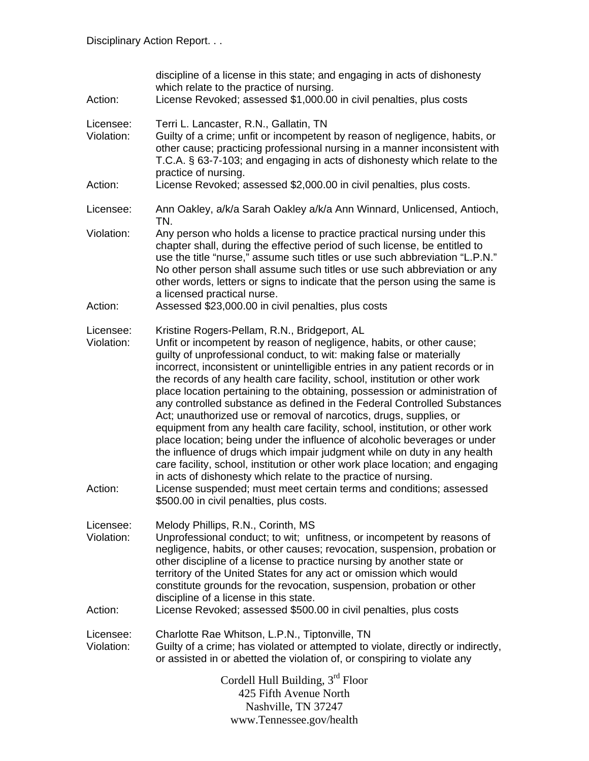discipline of a license in this state; and engaging in acts of dishonesty which relate to the practice of nursing.

Action: License Revoked; assessed $1,000.00 in civil penalties, plus costs

Licensee: Terri L. Lancaster, R.N., Gallatin, TN

Violation: Guilty of a crime; unfit or incompetent by reason of negligence, habits, or other cause; practicing professional nursing in a manner inconsistent with T.C.A. § 63-7-103; and engaging in acts of dishonesty which relate to the practice of nursing.

Action: License Revoked; assessed $2,000.00 in civil penalties, plus costs.

Licensee: Ann Oakley, a/k/a Sarah Oakley a/k/a Ann Winnard, Unlicensed, Antioch, TN.

Violation: Any person who holds a license to practice practical nursing under this chapter shall, during the effective period of such license, be entitled to use the title "nurse," assume such titles or use such abbreviation "L.P.N." No other person shall assume such titles or use such abbreviation or any other words, letters or signs to indicate that the person using the same is a licensed practical nurse.

Action: Assessed $23,000.00 in civil penalties, plus costs

Licensee: Kristine Rogers-Pellam, R.N., Bridgeport, AL

Violation: Unfit or incompetent by reason of negligence, habits, or other cause; guilty of unprofessional conduct, to wit: making false or materially incorrect, inconsistent or unintelligible entries in any patient records or in the records of any health care facility, school, institution or other work place location pertaining to the obtaining, possession or administration of any controlled substance as defined in the Federal Controlled Substances Act; unauthorized use or removal of narcotics, drugs, supplies, or equipment from any health care facility, school, institution, or other work place location; being under the influence of alcoholic beverages or under the influence of drugs which impair judgment while on duty in any health care facility, school, institution or other work place location; and engaging in acts of dishonesty which relate to the practice of nursing.

Action: License suspended; must meet certain terms and conditions; assessed $500.00 in civil penalties, plus costs.

Licensee: Melody Phillips, R.N., Corinth, MS

Violation: Unprofessional conduct; to wit; unfitness, or incompetent by reasons of negligence, habits, or other causes; revocation, suspension, probation or other discipline of a license to practice nursing by another state or territory of the United States for any act or omission which would constitute grounds for the revocation, suspension, probation or other discipline of a license in this state.

Action: License Revoked; assessed $500.00 in civil penalties, plus costs

Licensee: Charlotte Rae Whitson, L.P.N., Tiptonville, TN

Violation: Guilty of a crime; has violated or attempted to violate, directly or indirectly, or assisted in or abetted the violation of, or conspiring to violate any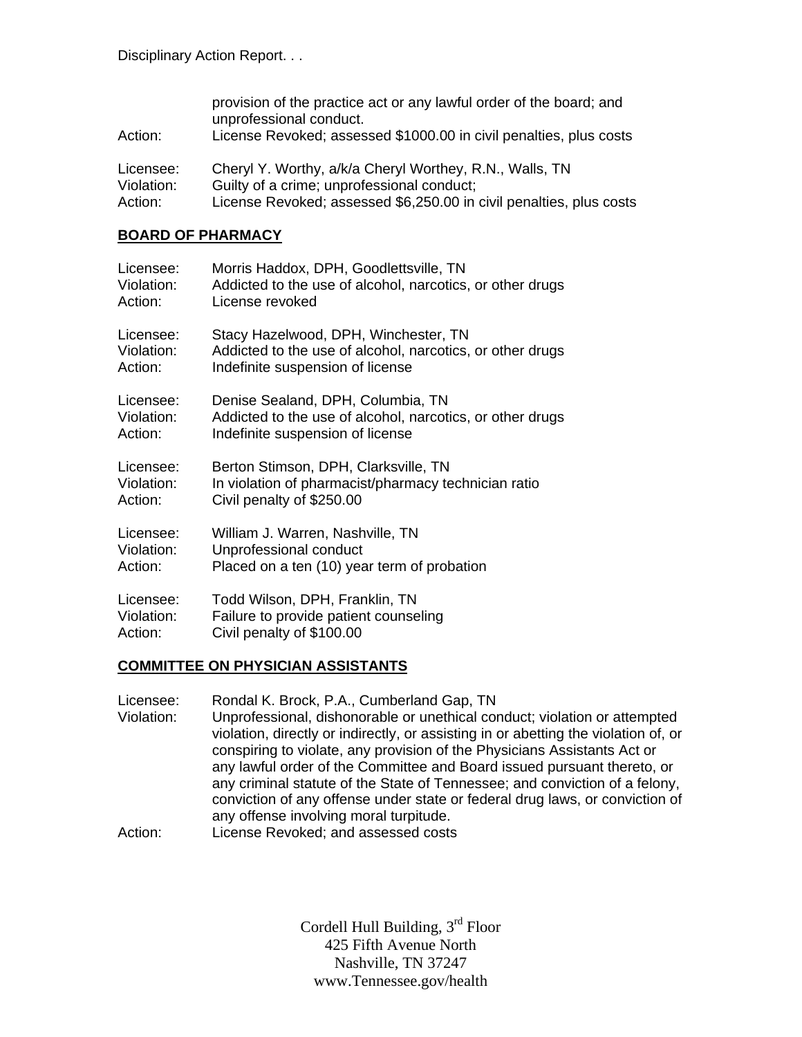provision of the practice act or any lawful order of the board; and unprofessional conduct.
Action: License Revoked; assessed $1000.00 in civil penalties, plus costs

Licensee: Cheryl Y. Worthy, a/k/a Cheryl Worthey, R.N., Walls, TN
Violation: Guilty of a crime; unprofessional conduct;
Action: License Revoked; assessed $6,250.00 in civil penalties, plus costs

## BOARD OF PHARMACY

Licensee: Morris Haddox, DPH, Goodlettsville, TN
Violation: Addicted to the use of alcohol, narcotics, or other drugs
Action: License revoked

Licensee: Stacy Hazelwood, DPH, Winchester, TN
Violation: Addicted to the use of alcohol, narcotics, or other drugs
Action: Indefinite suspension of license

Licensee: Denise Sealand, DPH, Columbia, TN
Violation: Addicted to the use of alcohol, narcotics, or other drugs
Action: Indefinite suspension of license

Licensee: Berton Stimson, DPH, Clarksville, TN
Violation: In violation of pharmacist/pharmacy technician ratio
Action: Civil penalty of $250.00

Licensee: William J. Warren, Nashville, TN
Violation: Unprofessional conduct
Action: Placed on a ten (10) year term of probation

Licensee: Todd Wilson, DPH, Franklin, TN
Violation: Failure to provide patient counseling
Action: Civil penalty of $100.00

## COMMITTEE ON PHYSICIAN ASSISTANTS

Licensee: Rondal K. Brock, P.A., Cumberland Gap, TN
Violation: Unprofessional, dishonorable or unethical conduct; violation or attempted violation, directly or indirectly, or assisting in or abetting the violation of, or conspiring to violate, any provision of the Physicians Assistants Act or any lawful order of the Committee and Board issued pursuant thereto, or any criminal statute of the State of Tennessee; and conviction of a felony, conviction of any offense under state or federal drug laws, or conviction of any offense involving moral turpitude.
Action: License Revoked; and assessed costs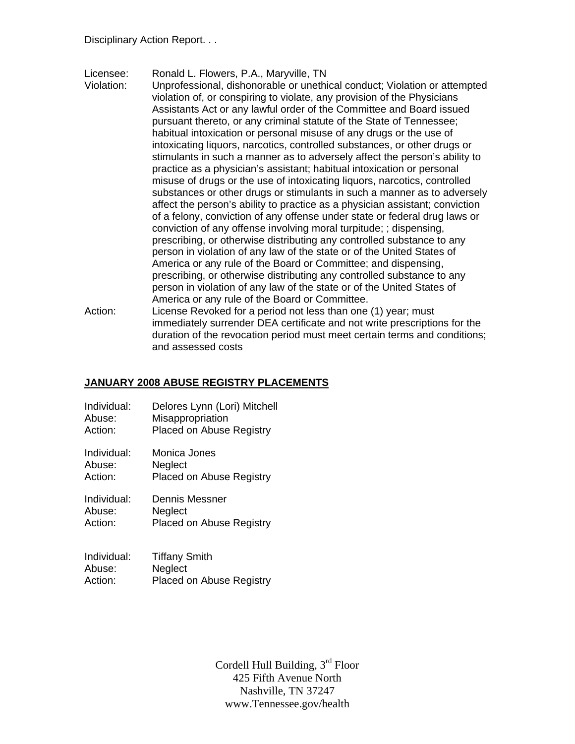Disciplinary Action Report. . .

Licensee: Ronald L. Flowers, P.A., Maryville, TN

Violation: Unprofessional, dishonorable or unethical conduct; Violation or attempted violation of, or conspiring to violate, any provision of the Physicians Assistants Act or any lawful order of the Committee and Board issued pursuant thereto, or any criminal statute of the State of Tennessee; habitual intoxication or personal misuse of any drugs or the use of intoxicating liquors, narcotics, controlled substances, or other drugs or stimulants in such a manner as to adversely affect the person's ability to practice as a physician's assistant; habitual intoxication or personal misuse of drugs or the use of intoxicating liquors, narcotics, controlled substances or other drugs or stimulants in such a manner as to adversely affect the person's ability to practice as a physician assistant; conviction of a felony, conviction of any offense under state or federal drug laws or conviction of any offense involving moral turpitude; ; dispensing, prescribing, or otherwise distributing any controlled substance to any person in violation of any law of the state or of the United States of America or any rule of the Board or Committee; and dispensing, prescribing, or otherwise distributing any controlled substance to any person in violation of any law of the state or of the United States of America or any rule of the Board or Committee.

Action: License Revoked for a period not less than one (1) year; must immediately surrender DEA certificate and not write prescriptions for the duration of the revocation period must meet certain terms and conditions; and assessed costs

**JANUARY 2008 ABUSE REGISTRY PLACEMENTS**

Individual: Delores Lynn (Lori) Mitchell
Abuse: Misappropriation
Action: Placed on Abuse Registry

Individual: Monica Jones
Abuse: Neglect
Action: Placed on Abuse Registry

Individual: Dennis Messner
Abuse: Neglect
Action: Placed on Abuse Registry

Individual: Tiffany Smith
Abuse: Neglect
Action: Placed on Abuse Registry

Cordell Hull Building, 3rd Floor
425 Fifth Avenue North
Nashville, TN 37247
www.Tennessee.gov/health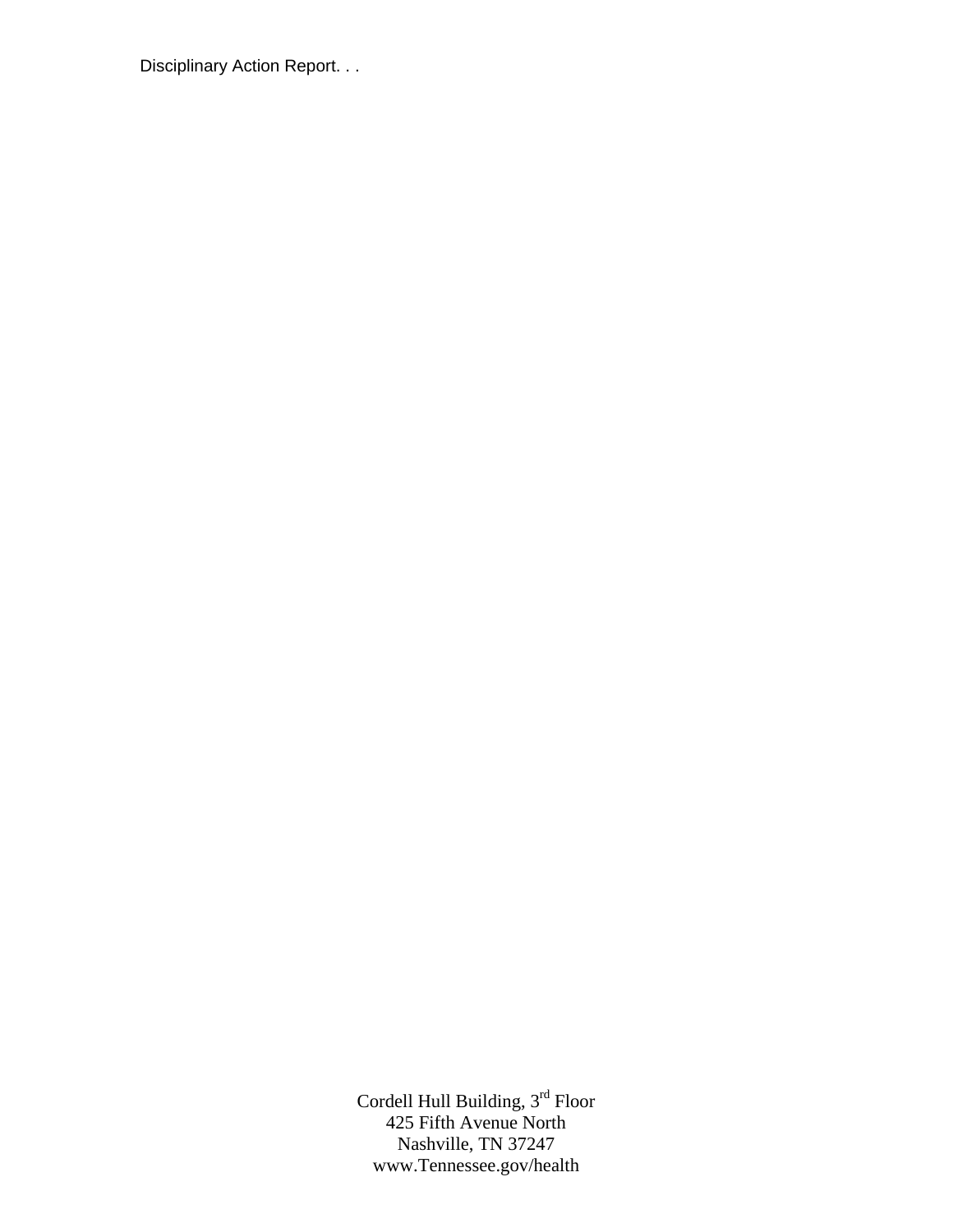Cordell Hull Building, 3rd Floor
425 Fifth Avenue North
Nashville, TN 37247
www.Tennessee.gov/health